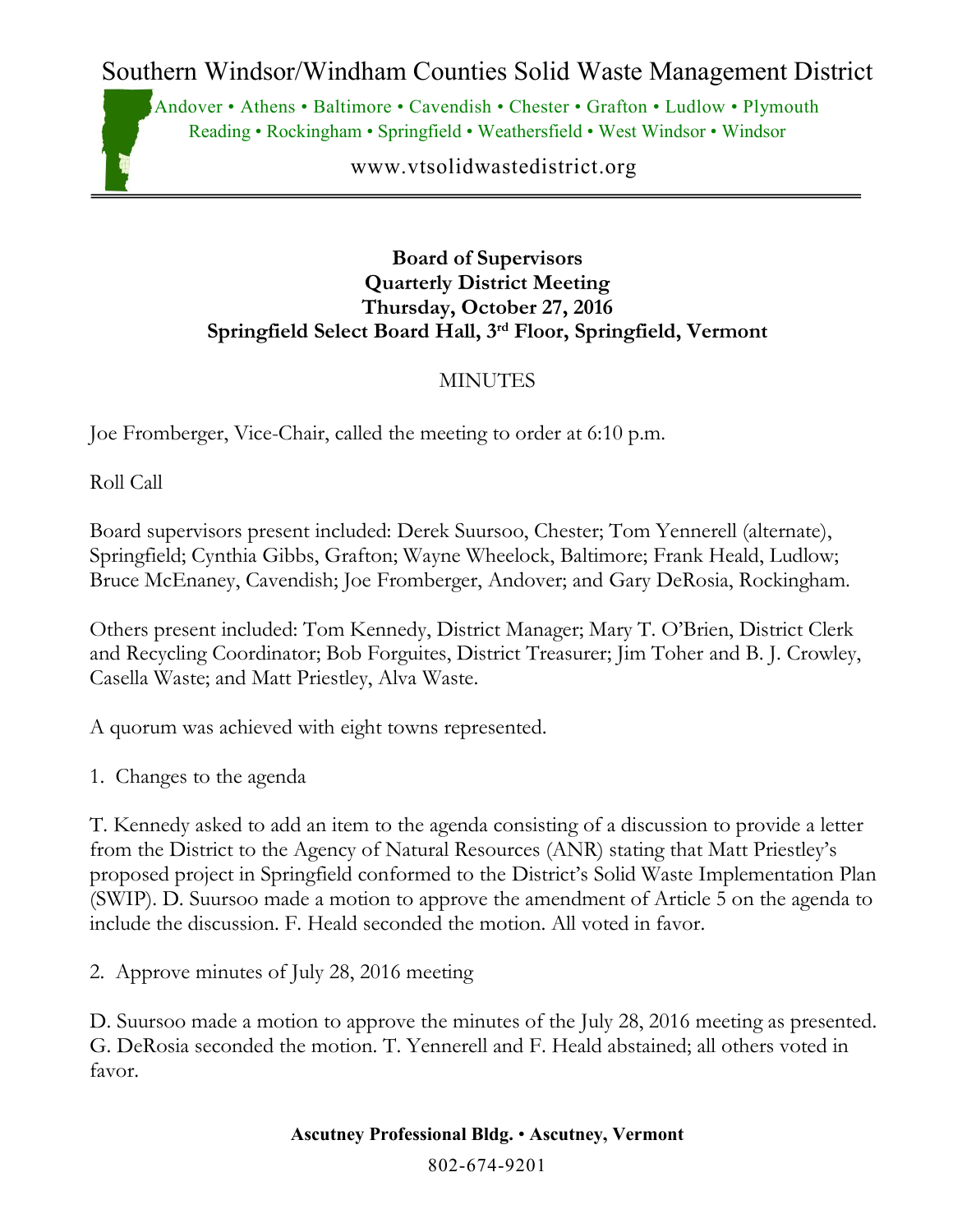# Southern Windsor/Windham Counties Solid Waste Management District

Andover • Athens • Baltimore • Cavendish • Chester • Grafton • Ludlow • Plymouth
Reading • Rockingham • Springfield • Weathersfield • West Windsor • Windsor

www.vtsolidwastedistrict.org

**Board of Supervisors**
**Quarterly District Meeting**
**Thursday, October 27, 2016**
**Springfield Select Board Hall, 3rd Floor, Springfield, Vermont**

MINUTES

Joe Fromberger, Vice-Chair, called the meeting to order at 6:10 p.m.

Roll Call

Board supervisors present included: Derek Suursoo, Chester; Tom Yennerell (alternate), Springfield; Cynthia Gibbs, Grafton; Wayne Wheelock, Baltimore; Frank Heald, Ludlow; Bruce McEnaney, Cavendish; Joe Fromberger, Andover; and Gary DeRosia, Rockingham.

Others present included: Tom Kennedy, District Manager; Mary T. O'Brien, District Clerk and Recycling Coordinator; Bob Forguites, District Treasurer; Jim Toher and B. J. Crowley, Casella Waste; and Matt Priestley, Alva Waste.

A quorum was achieved with eight towns represented.

1. Changes to the agenda

T. Kennedy asked to add an item to the agenda consisting of a discussion to provide a letter from the District to the Agency of Natural Resources (ANR) stating that Matt Priestley's proposed project in Springfield conformed to the District's Solid Waste Implementation Plan (SWIP). D. Suursoo made a motion to approve the amendment of Article 5 on the agenda to include the discussion. F. Heald seconded the motion. All voted in favor.

2. Approve minutes of July 28, 2016 meeting

D. Suursoo made a motion to approve the minutes of the July 28, 2016 meeting as presented. G. DeRosia seconded the motion. T. Yennerell and F. Heald abstained; all others voted in favor.

**Ascutney Professional Bldg. • Ascutney, Vermont**

802-674-9201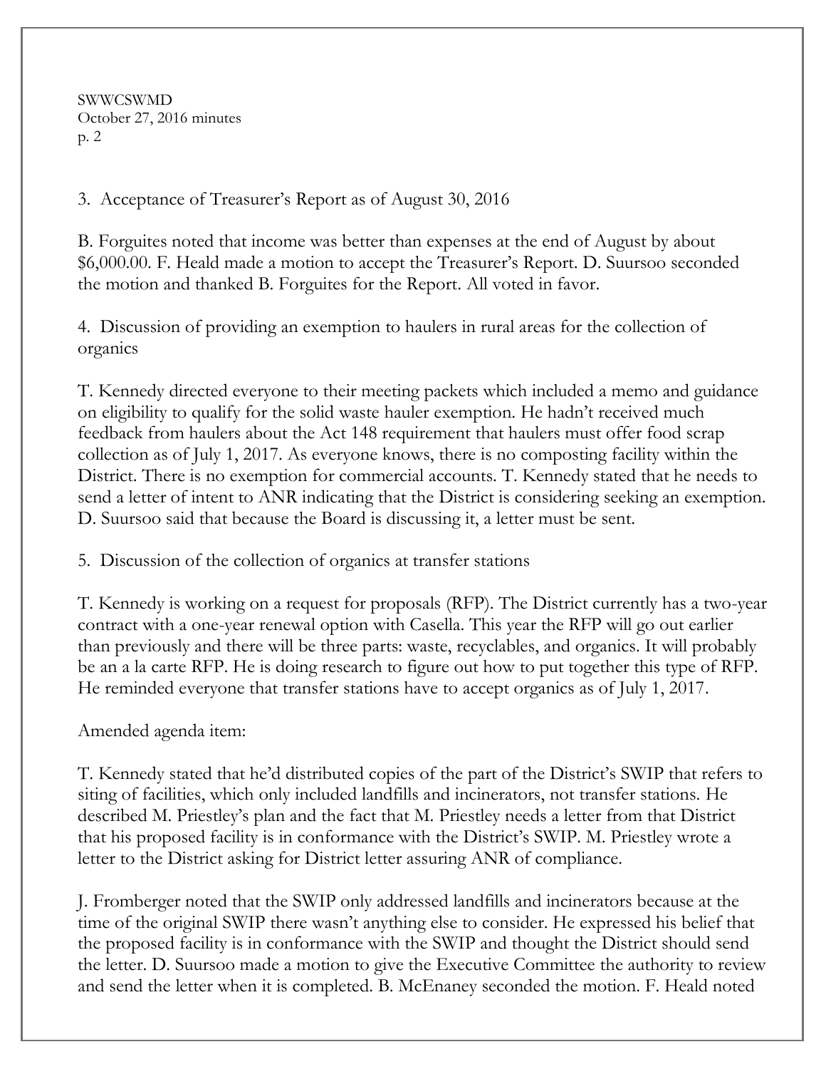3. Acceptance of Treasurer's Report as of August 30, 2016

B. Forguites noted that income was better than expenses at the end of August by about $6,000.00. F. Heald made a motion to accept the Treasurer's Report. D. Suursoo seconded the motion and thanked B. Forguites for the Report. All voted in favor.

4. Discussion of providing an exemption to haulers in rural areas for the collection of organics

T. Kennedy directed everyone to their meeting packets which included a memo and guidance on eligibility to qualify for the solid waste hauler exemption. He hadn't received much feedback from haulers about the Act 148 requirement that haulers must offer food scrap collection as of July 1, 2017. As everyone knows, there is no composting facility within the District. There is no exemption for commercial accounts. T. Kennedy stated that he needs to send a letter of intent to ANR indicating that the District is considering seeking an exemption. D. Suursoo said that because the Board is discussing it, a letter must be sent.

5. Discussion of the collection of organics at transfer stations

T. Kennedy is working on a request for proposals (RFP). The District currently has a two-year contract with a one-year renewal option with Casella. This year the RFP will go out earlier than previously and there will be three parts: waste, recyclables, and organics. It will probably be an a la carte RFP. He is doing research to figure out how to put together this type of RFP. He reminded everyone that transfer stations have to accept organics as of July 1, 2017.

Amended agenda item:

T. Kennedy stated that he'd distributed copies of the part of the District's SWIP that refers to siting of facilities, which only included landfills and incinerators, not transfer stations. He described M. Priestley's plan and the fact that M. Priestley needs a letter from that District that his proposed facility is in conformance with the District's SWIP. M. Priestley wrote a letter to the District asking for District letter assuring ANR of compliance.

J. Fromberger noted that the SWIP only addressed landfills and incinerators because at the time of the original SWIP there wasn't anything else to consider. He expressed his belief that the proposed facility is in conformance with the SWIP and thought the District should send the letter. D. Suursoo made a motion to give the Executive Committee the authority to review and send the letter when it is completed. B. McEnaney seconded the motion. F. Heald noted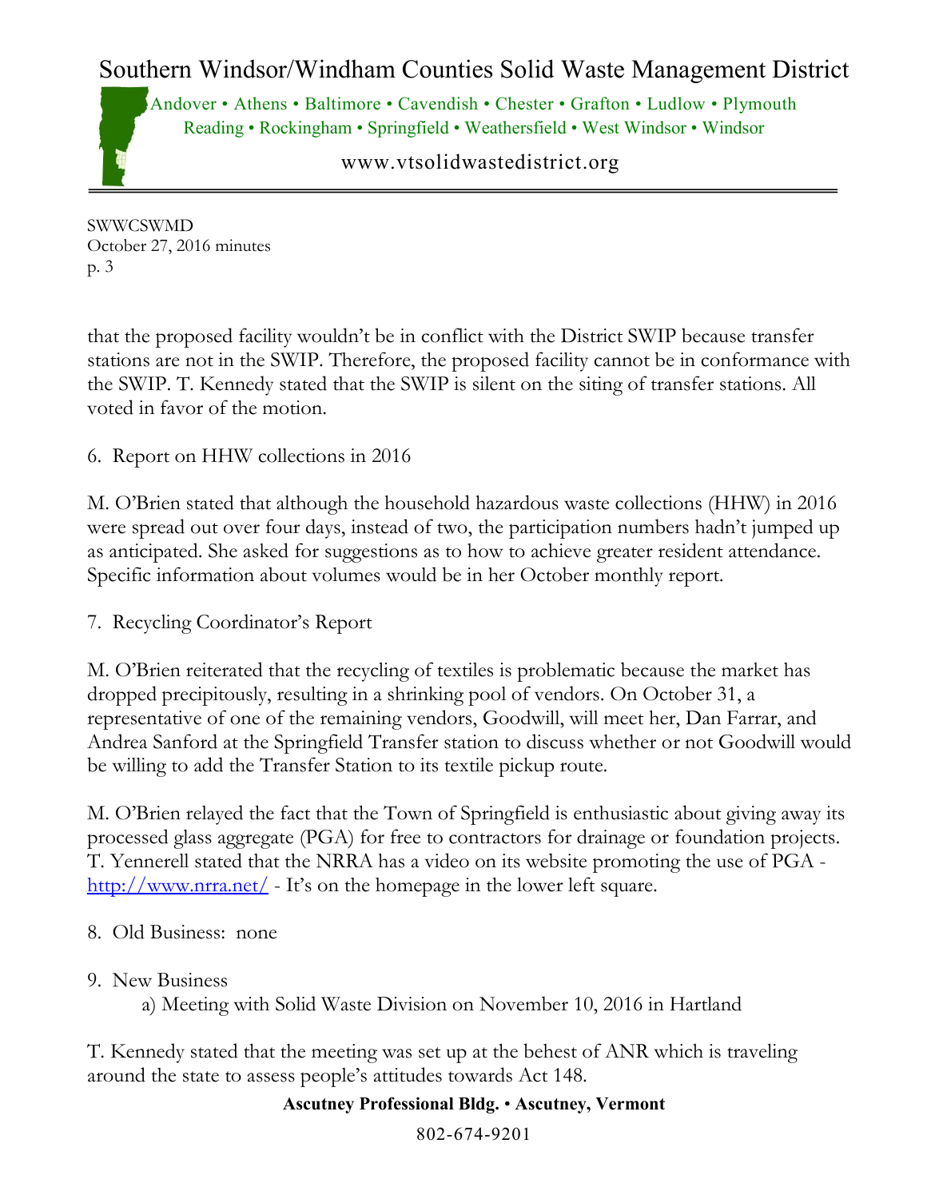that the proposed facility wouldn't be in conflict with the District SWIP because transfer stations are not in the SWIP. Therefore, the proposed facility cannot be in conformance with the SWIP. T. Kennedy stated that the SWIP is silent on the siting of transfer stations. All voted in favor of the motion.

6. Report on HHW collections in 2016

M. O'Brien stated that although the household hazardous waste collections (HHW) in 2016 were spread out over four days, instead of two, the participation numbers hadn't jumped up as anticipated. She asked for suggestions as to how to achieve greater resident attendance. Specific information about volumes would be in her October monthly report.

7. Recycling Coordinator's Report

M. O'Brien reiterated that the recycling of textiles is problematic because the market has dropped precipitously, resulting in a shrinking pool of vendors. On October 31, a representative of one of the remaining vendors, Goodwill, will meet her, Dan Farrar, and Andrea Sanford at the Springfield Transfer station to discuss whether or not Goodwill would be willing to add the Transfer Station to its textile pickup route.

M. O'Brien relayed the fact that the Town of Springfield is enthusiastic about giving away its processed glass aggregate (PGA) for free to contractors for drainage or foundation projects. T. Yennerell stated that the NRRA has a video on its website promoting the use of PGA - http://www.nrra.net/ - It's on the homepage in the lower left square.

8. Old Business: none

9. New Business

   a) Meeting with Solid Waste Division on November 10, 2016 in Hartland

T. Kennedy stated that the meeting was set up at the behest of ANR which is traveling around the state to assess people's attitudes towards Act 148.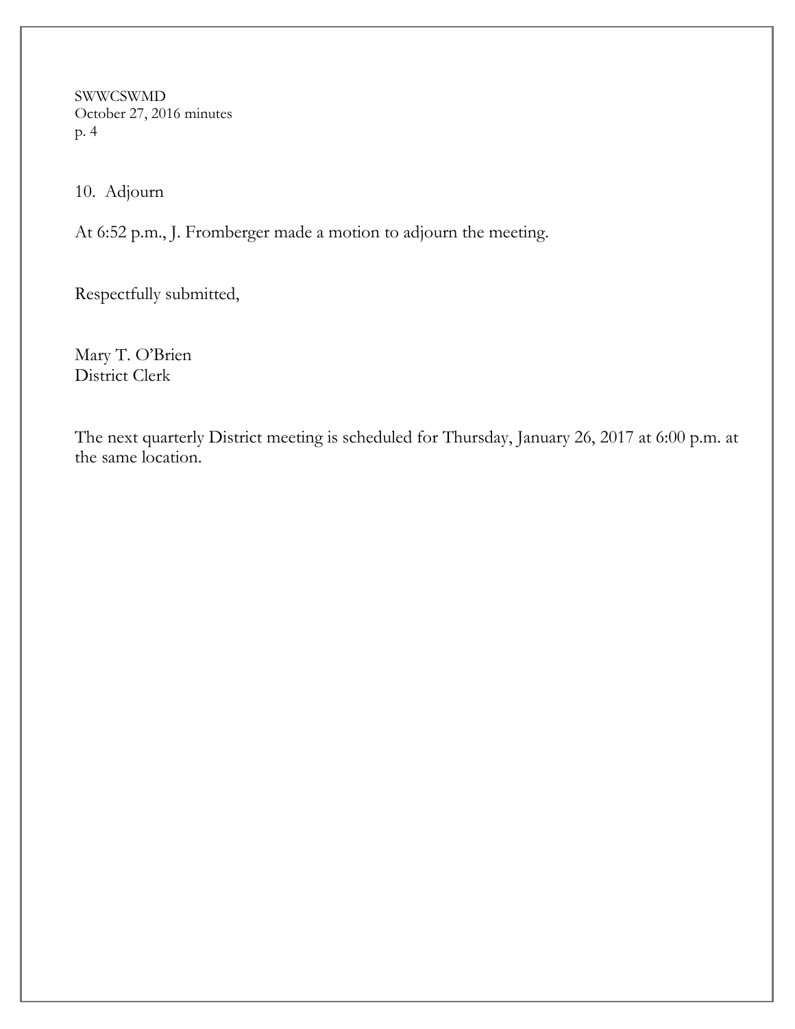10. Adjourn

At 6:52 p.m., J. Fromberger made a motion to adjourn the meeting.

Respectfully submitted,

Mary T. O'Brien
District Clerk

The next quarterly District meeting is scheduled for Thursday, January 26, 2017 at 6:00 p.m. at the same location.